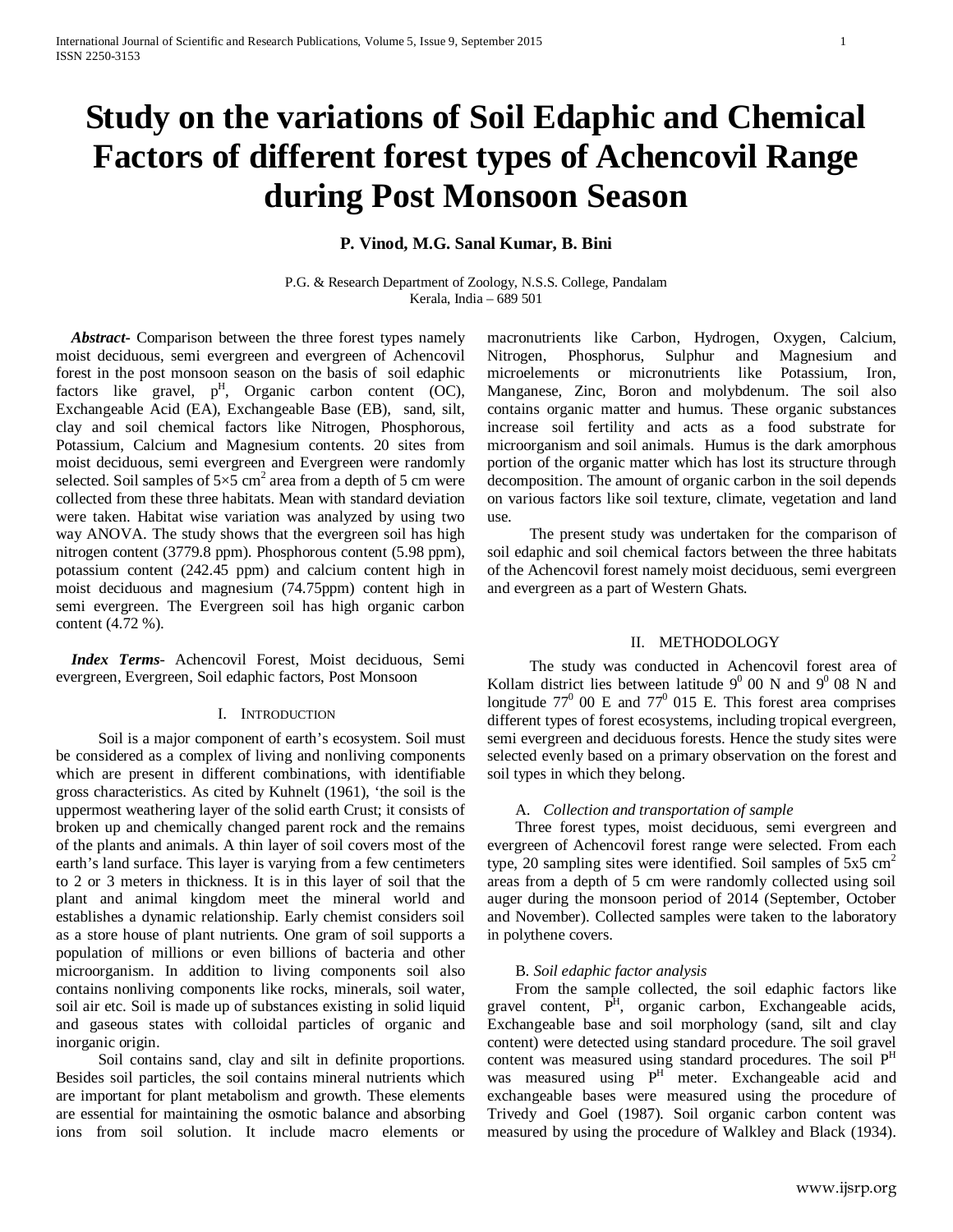# Study on the variations of Soil Edaphic and Chemical Factors of different forest types of Achencovil Range during Post Monsoon Season

**P. Vinod, M.G. Sanal Kumar, B. Bini**

P.G. & Research Department of Zoology, N.S.S. College, Pandalam
Kerala, India – 689 501

***Abstract*-** Comparison between the three forest types namely moist deciduous, semi evergreen and evergreen of Achencovil forest in the post monsoon season on the basis of soil edaphic factors like gravel, $p^H$, Organic carbon content (OC), Exchangeable Acid (EA), Exchangeable Base (EB), sand, silt, clay and soil chemical factors like Nitrogen, Phosphorous, Potassium, Calcium and Magnesium contents. 20 sites from moist deciduous, semi evergreen and Evergreen were randomly selected. Soil samples of 5×5 $cm^2$ area from a depth of 5 cm were collected from these three habitats. Mean with standard deviation were taken. Habitat wise variation was analyzed by using two way ANOVA. The study shows that the evergreen soil has high nitrogen content (3779.8 ppm). Phosphorous content (5.98 ppm), potassium content (242.45 ppm) and calcium content high in moist deciduous and magnesium (74.75ppm) content high in semi evergreen. The Evergreen soil has high organic carbon content (4.72 %).

***Index Terms*-** Achencovil Forest, Moist deciduous, Semi evergreen, Evergreen, Soil edaphic factors, Post Monsoon

## I. Introduction

Soil is a major component of earth's ecosystem. Soil must be considered as a complex of living and nonliving components which are present in different combinations, with identifiable gross characteristics. As cited by Kuhnelt (1961), 'the soil is the uppermost weathering layer of the solid earth Crust; it consists of broken up and chemically changed parent rock and the remains of the plants and animals. A thin layer of soil covers most of the earth's land surface. This layer is varying from a few centimeters to 2 or 3 meters in thickness. It is in this layer of soil that the plant and animal kingdom meet the mineral world and establishes a dynamic relationship. Early chemist considers soil as a store house of plant nutrients. One gram of soil supports a population of millions or even billions of bacteria and other microorganism. In addition to living components soil also contains nonliving components like rocks, minerals, soil water, soil air etc. Soil is made up of substances existing in solid liquid and gaseous states with colloidal particles of organic and inorganic origin.

Soil contains sand, clay and silt in definite proportions. Besides soil particles, the soil contains mineral nutrients which are important for plant metabolism and growth. These elements are essential for maintaining the osmotic balance and absorbing ions from soil solution. It include macro elements or macronutrients like Carbon, Hydrogen, Oxygen, Calcium, Nitrogen, Phosphorus, Sulphur and Magnesium and microelements or micronutrients like Potassium, Iron, Manganese, Zinc, Boron and molybdenum. The soil also contains organic matter and humus. These organic substances increase soil fertility and acts as a food substrate for microorganism and soil animals. Humus is the dark amorphous portion of the organic matter which has lost its structure through decomposition. The amount of organic carbon in the soil depends on various factors like soil texture, climate, vegetation and land use.

The present study was undertaken for the comparison of soil edaphic and soil chemical factors between the three habitats of the Achencovil forest namely moist deciduous, semi evergreen and evergreen as a part of Western Ghats.

## II. Methodology

The study was conducted in Achencovil forest area of Kollam district lies between latitude $9^0$ 00 N and $9^0$ 08 N and longitude $77^0$ 00 E and $77^0$ 015 E. This forest area comprises different types of forest ecosystems, including tropical evergreen, semi evergreen and deciduous forests. Hence the study sites were selected evenly based on a primary observation on the forest and soil types in which they belong.

### A. *Collection and transportation of sample*

Three forest types, moist deciduous, semi evergreen and evergreen of Achencovil forest range were selected. From each type, 20 sampling sites were identified. Soil samples of 5x5 $cm^2$ areas from a depth of 5 cm were randomly collected using soil auger during the monsoon period of 2014 (September, October and November). Collected samples were taken to the laboratory in polythene covers.

### B. *Soil edaphic factor analysis*

From the sample collected, the soil edaphic factors like gravel content, $P^H$, organic carbon, Exchangeable acids, Exchangeable base and soil morphology (sand, silt and clay content) were detected using standard procedure. The soil gravel content was measured using standard procedures. The soil $P^H$ was measured using $P^H$ meter. Exchangeable acid and exchangeable bases were measured using the procedure of Trivedy and Goel (1987). Soil organic carbon content was measured by using the procedure of Walkley and Black (1934).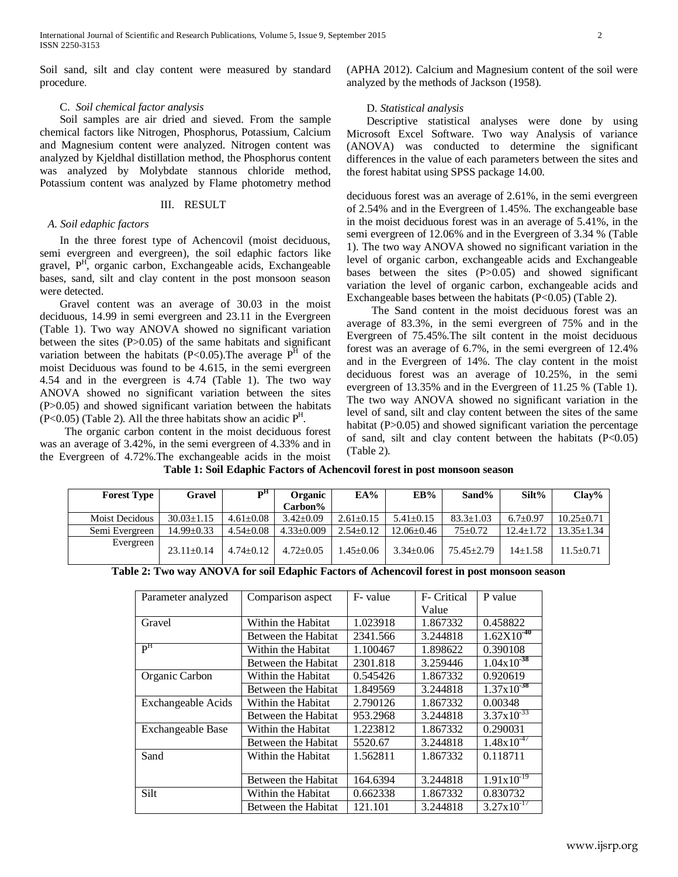Soil sand, silt and clay content were measured by standard procedure.

### C. *Soil chemical factor analysis*

Soil samples are air dried and sieved. From the sample chemical factors like Nitrogen, Phosphorus, Potassium, Calcium and Magnesium content were analyzed. Nitrogen content was analyzed by Kjeldhal distillation method, the Phosphorus content was analyzed by Molybdate stannous chloride method, Potassium content was analyzed by Flame photometry method (APHA 2012). Calcium and Magnesium content of the soil were analyzed by the methods of Jackson (1958).

### D. *Statistical analysis*

Descriptive statistical analyses were done by using Microsoft Excel Software. Two way Analysis of variance (ANOVA) was conducted to determine the significant differences in the value of each parameters between the sites and the forest habitat using SPSS package 14.00.

## III. RESULT

### *A. Soil edaphic factors*

In the three forest type of Achencovil (moist deciduous, semi evergreen and evergreen), the soil edaphic factors like gravel, $P^H$, organic carbon, Exchangeable acids, Exchangeable bases, sand, silt and clay content in the post monsoon season were detected.

Gravel content was an average of 30.03 in the moist deciduous, 14.99 in semi evergreen and 23.11 in the Evergreen (Table 1). Two way ANOVA showed no significant variation between the sites ($P>0.05$) of the same habitats and significant variation between the habitats ($P<0.05$).The average $P^H$ of the moist Deciduous was found to be 4.615, in the semi evergreen 4.54 and in the evergreen is 4.74 (Table 1). The two way ANOVA showed no significant variation between the sites ($P>0.05$) and showed significant variation between the habitats ($P<0.05$) (Table 2). All the three habitats show an acidic $P^H$.

The organic carbon content in the moist deciduous forest was an average of 3.42%, in the semi evergreen of 4.33% and in the Evergreen of 4.72%.The exchangeable acids in the moist deciduous forest was an average of 2.61%, in the semi evergreen of 2.54% and in the Evergreen of 1.45%. The exchangeable base in the moist deciduous forest was in an average of 5.41%, in the semi evergreen of 12.06% and in the Evergreen of 3.34 % (Table 1). The two way ANOVA showed no significant variation in the level of organic carbon, exchangeable acids and Exchangeable bases between the sites ($P>0.05$) and showed significant variation the level of organic carbon, exchangeable acids and Exchangeable bases between the habitats ($P<0.05$) (Table 2).

The Sand content in the moist deciduous forest was an average of 83.3%, in the semi evergreen of 75% and in the Evergreen of 75.45%.The silt content in the moist deciduous forest was an average of 6.7%, in the semi evergreen of 12.4% and in the Evergreen of 14%. The clay content in the moist deciduous forest was an average of 10.25%, in the semi evergreen of 13.35% and in the Evergreen of 11.25 % (Table 1). The two way ANOVA showed no significant variation in the level of sand, silt and clay content between the sites of the same habitat ($P>0.05$) and showed significant variation the percentage of sand, silt and clay content between the habitats ($P<0.05$) (Table 2).

**Table 1: Soil Edaphic Factors of Achencovil forest in post monsoon season**

| Forest Type | Gravel | $P^H$ | Organic Carbon% | EA% | EB% | Sand% | Silt% | Clay% |
|---|---|---|---|---|---|---|---|---|
| Moist Decidous | 30.03±1.15 | 4.61±0.08 | 3.42±0.09 | 2.61±0.15 | 5.41±0.15 | 83.3±1.03 | 6.7±0.97 | 10.25±0.71 |
| Semi Evergreen | 14.99±0.33 | 4.54±0.08 | 4.33±0.009 | 2.54±0.12 | 12.06±0.46 | 75±0.72 | 12.4±1.72 | 13.35±1.34 |
| Evergreen | 23.11±0.14 | 4.74±0.12 | 4.72±0.05 | 1.45±0.06 | 3.34±0.06 | 75.45±2.79 | 14±1.58 | 11.5±0.71 |

**Table 2: Two way ANOVA for soil Edaphic Factors of Achencovil forest in post monsoon season**

| Parameter analyzed | Comparison aspect | F- value | F- Critical Value | P value |
|---|---|---|---|---|
| Gravel | Within the Habitat | 1.023918 | 1.867332 | 0.458822 |
| | Between the Habitat | 2341.566 | 3.244818 | $1.62X10^{-40}$ |
| $P^H$ | Within the Habitat | 1.100467 | 1.898622 | 0.390108 |
| | Between the Habitat | 2301.818 | 3.259446 | $1.04x10^{-38}$ |
| Organic Carbon | Within the Habitat | 0.545426 | 1.867332 | 0.920619 |
| | Between the Habitat | 1.849569 | 3.244818 | $1.37x10^{-38}$ |
| Exchangeable Acids | Within the Habitat | 2.790126 | 1.867332 | 0.00348 |
| | Between the Habitat | 953.2968 | 3.244818 | $3.37x10^{-33}$ |
| Exchangeable Base | Within the Habitat | 1.223812 | 1.867332 | 0.290031 |
| | Between the Habitat | 5520.67 | 3.244818 | $1.48x10^{-47}$ |
| Sand | Within the Habitat | 1.562811 | 1.867332 | 0.118711 |
| | Between the Habitat | 164.6394 | 3.244818 | $1.91x10^{-19}$ |
| Silt | Within the Habitat | 0.662338 | 1.867332 | 0.830732 |
| | Between the Habitat | 121.101 | 3.244818 | $3.27x10^{-17}$ |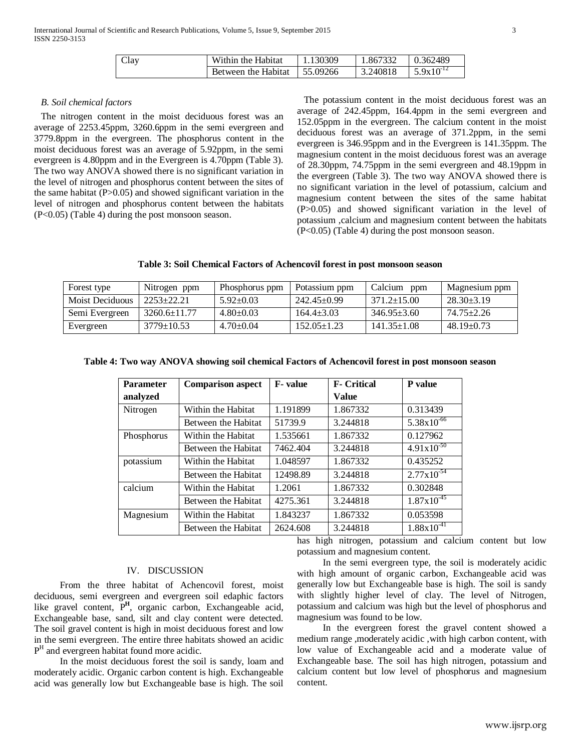| Clay | Within the Habitat | 1.130309 | 1.867332 | 0.362489 |
|---|---|---|---|---|
| | Between the Habitat | 55.09266 | 3.240818 | $5.9 \times 10^{-12}$ |

### B. Soil chemical factors

The nitrogen content in the moist deciduous forest was an average of 2253.45ppm, 3260.6ppm in the semi evergreen and 3779.8ppm in the evergreen. The phosphorus content in the moist deciduous forest was an average of 5.92ppm, in the semi evergreen is 4.80ppm and in the Evergreen is 4.70ppm (Table 3). The two way ANOVA showed there is no significant variation in the level of nitrogen and phosphorus content between the sites of the same habitat ($P>0.05$) and showed significant variation in the level of nitrogen and phosphorus content between the habitats ($P<0.05$) (Table 4) during the post monsoon season.

The potassium content in the moist deciduous forest was an average of 242.45ppm, 164.4ppm in the semi evergreen and 152.05ppm in the evergreen. The calcium content in the moist deciduous forest was an average of 371.2ppm, in the semi evergreen is 346.95ppm and in the Evergreen is 141.35ppm. The magnesium content in the moist deciduous forest was an average of 28.30ppm, 74.75ppm in the semi evergreen and 48.19ppm in the evergreen (Table 3). The two way ANOVA showed there is no significant variation in the level of potassium, calcium and magnesium content between the sites of the same habitat ($P>0.05$) and showed significant variation in the level of potassium ,calcium and magnesium content between the habitats ($P<0.05$) (Table 4) during the post monsoon season.

**Table 3: Soil Chemical Factors of Achencovil forest in post monsoon season**

| Forest type | Nitrogen ppm | Phosphorus ppm | Potassium ppm | Calcium ppm | Magnesium ppm |
|---|---|---|---|---|---|
| Moist Deciduous | 2253±22.21 | 5.92±0.03 | 242.45±0.99 | 371.2±15.00 | 28.30±3.19 |
| Semi Evergreen | 3260.6±11.77 | 4.80±0.03 | 164.4±3.03 | 346.95±3.60 | 74.75±2.26 |
| Evergreen | 3779±10.53 | 4.70±0.04 | 152.05±1.23 | 141.35±1.08 | 48.19±0.73 |

**Table 4: Two way ANOVA showing soil chemical Factors of Achencovil forest in post monsoon season**

| Parameter analyzed | Comparison aspect | F- value | F- Critical Value | P value |
|---|---|---|---|---|
| Nitrogen | Within the Habitat | 1.191899 | 1.867332 | 0.313439 |
| | Between the Habitat | 51739.9 | 3.244818 | $5.38 \times 10^{-66}$ |
| Phosphorus | Within the Habitat | 1.535661 | 1.867332 | 0.127962 |
| | Between the Habitat | 7462.404 | 3.244818 | $4.91 \times 10^{-50}$ |
| potassium | Within the Habitat | 1.048597 | 1.867332 | 0.435252 |
| | Between the Habitat | 12498.89 | 3.244818 | $2.77 \times 10^{-54}$ |
| calcium | Within the Habitat | 1.2061 | 1.867332 | 0.302848 |
| | Between the Habitat | 4275.361 | 3.244818 | $1.87 \times 10^{-45}$ |
| Magnesium | Within the Habitat | 1.843237 | 1.867332 | 0.053598 |
| | Between the Habitat | 2624.608 | 3.244818 | $1.88 \times 10^{-41}$ |

## IV. DISCUSSION

From the three habitat of Achencovil forest, moist deciduous, semi evergreen and evergreen soil edaphic factors like gravel content, $P^H$, organic carbon, Exchangeable acid, Exchangeable base, sand, silt and clay content were detected. The soil gravel content is high in moist deciduous forest and low in the semi evergreen. The entire three habitats showed an acidic $P^H$ and evergreen habitat found more acidic.

In the moist deciduous forest the soil is sandy, loam and moderately acidic. Organic carbon content is high. Exchangeable acid was generally low but Exchangeable base is high. The soil has high nitrogen, potassium and calcium content but low potassium and magnesium content.

In the semi evergreen type, the soil is moderately acidic with high amount of organic carbon, Exchangeable acid was generally low but Exchangeable base is high. The soil is sandy with slightly higher level of clay. The level of Nitrogen, potassium and calcium was high but the level of phosphorus and magnesium was found to be low.

In the evergreen forest the gravel content showed a medium range ,moderately acidic ,with high carbon content, with low value of Exchangeable acid and a moderate value of Exchangeable base. The soil has high nitrogen, potassium and calcium content but low level of phosphorus and magnesium content.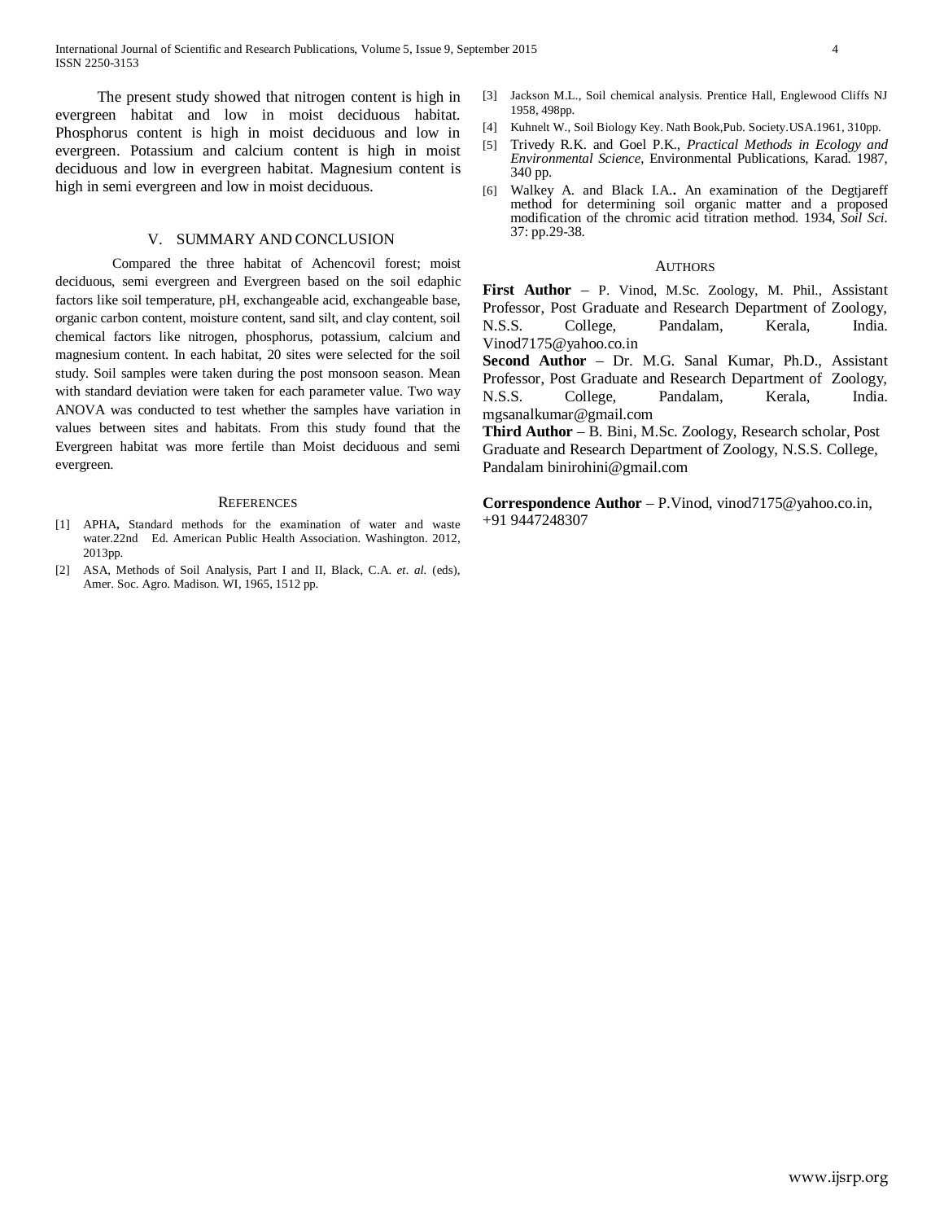The present study showed that nitrogen content is high in evergreen habitat and low in moist deciduous habitat. Phosphorus content is high in moist deciduous and low in evergreen. Potassium and calcium content is high in moist deciduous and low in evergreen habitat. Magnesium content is high in semi evergreen and low in moist deciduous.

## V. SUMMARY AND CONCLUSION

Compared the three habitat of Achencovil forest; moist deciduous, semi evergreen and Evergreen based on the soil edaphic factors like soil temperature, pH, exchangeable acid, exchangeable base, organic carbon content, moisture content, sand silt, and clay content, soil chemical factors like nitrogen, phosphorus, potassium, calcium and magnesium content. In each habitat, 20 sites were selected for the soil study. Soil samples were taken during the post monsoon season. Mean with standard deviation were taken for each parameter value. Two way ANOVA was conducted to test whether the samples have variation in values between sites and habitats. From this study found that the Evergreen habitat was more fertile than Moist deciduous and semi evergreen.

## REFERENCES

[1] APHA**,** Standard methods for the examination of water and waste water.22nd Ed. American Public Health Association. Washington. 2012, 2013pp.

[2] ASA, Methods of Soil Analysis, Part I and II, Black, C.A. *et. al.* (eds), Amer. Soc. Agro. Madison. WI, 1965, 1512 pp.

[3] Jackson M.L., Soil chemical analysis. Prentice Hall, Englewood Cliffs NJ 1958, 498pp.

[4] Kuhnelt W., Soil Biology Key. Nath Book,Pub. Society.USA.1961, 310pp.

[5] Trivedy R.K. and Goel P.K., *Practical Methods in Ecology and Environmental Science*, Environmental Publications, Karad. 1987, 340 pp.

[6] Walkey A. and Black I.A.**.** An examination of the Degtjareff method for determining soil organic matter and a proposed modification of the chromic acid titration method. 1934, *Soil Sci*. 37: pp.29-38.

## AUTHORS

**First Author** – P. Vinod, M.Sc. Zoology, M. Phil., Assistant Professor, Post Graduate and Research Department of Zoology, N.S.S. College, Pandalam, Kerala, India. Vinod7175@yahoo.co.in

**Second Author** – Dr. M.G. Sanal Kumar, Ph.D., Assistant Professor, Post Graduate and Research Department of Zoology, N.S.S. College, Pandalam, Kerala, India. mgsanalkumar@gmail.com

**Third Author** – B. Bini, M.Sc. Zoology, Research scholar, Post Graduate and Research Department of Zoology, N.S.S. College, Pandalam binirohini@gmail.com

**Correspondence Author** – P.Vinod, vinod7175@yahoo.co.in, +91 9447248307